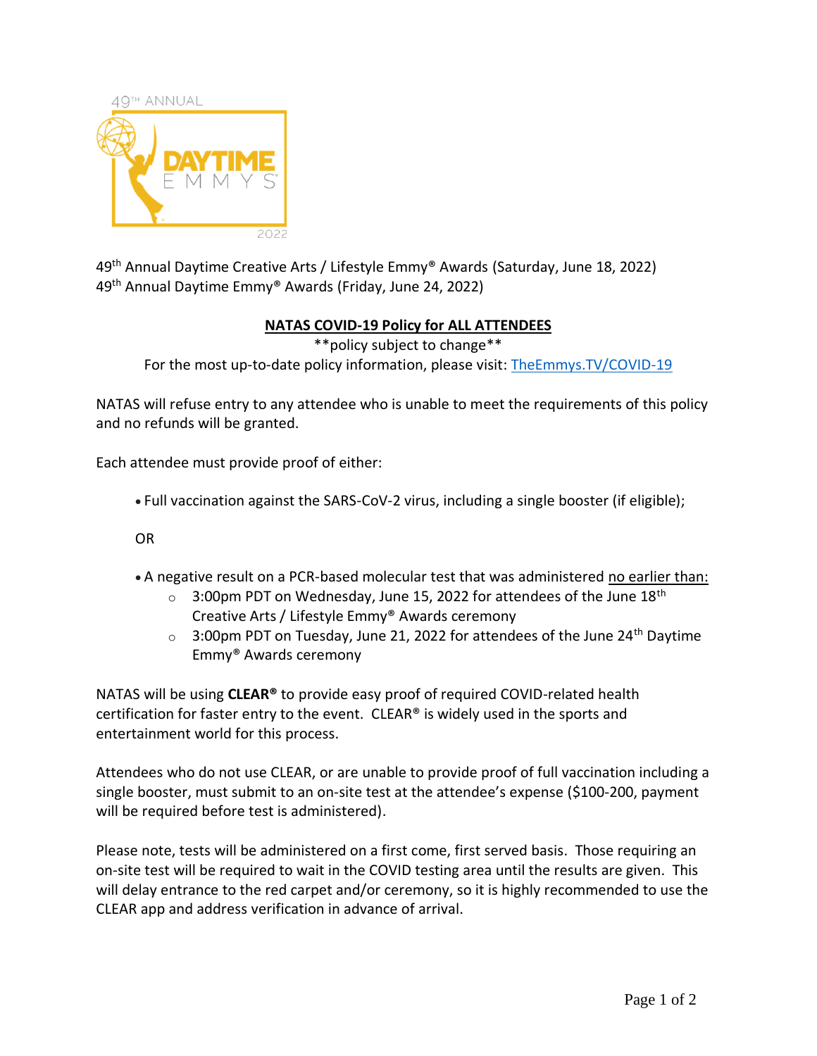49TH ANNUAL

DAYTIME EMMYS

2022

49th Annual Daytime Creative Arts / Lifestyle Emmy® Awards (Saturday, June 18, 2022)
49th Annual Daytime Emmy® Awards (Friday, June 24, 2022)

## NATAS COVID-19 Policy for ALL ATTENDEES

**policy subject to change**

For the most up-to-date policy information, please visit: TheEmmys.TV/COVID-19

NATAS will refuse entry to any attendee who is unable to meet the requirements of this policy and no refunds will be granted.

Each attendee must provide proof of either:

- Full vaccination against the SARS-CoV-2 virus, including a single booster (if eligible);

OR

- A negative result on a PCR-based molecular test that was administered no earlier than:
  - 3:00pm PDT on Wednesday, June 15, 2022 for attendees of the June 18th Creative Arts / Lifestyle Emmy® Awards ceremony
  - 3:00pm PDT on Tuesday, June 21, 2022 for attendees of the June 24th Daytime Emmy® Awards ceremony

NATAS will be using **CLEAR®** to provide easy proof of required COVID-related health certification for faster entry to the event. CLEAR® is widely used in the sports and entertainment world for this process.

Attendees who do not use CLEAR, or are unable to provide proof of full vaccination including a single booster, must submit to an on-site test at the attendee's expense ($100-200, payment will be required before test is administered).

Please note, tests will be administered on a first come, first served basis. Those requiring an on-site test will be required to wait in the COVID testing area until the results are given. This will delay entrance to the red carpet and/or ceremony, so it is highly recommended to use the CLEAR app and address verification in advance of arrival.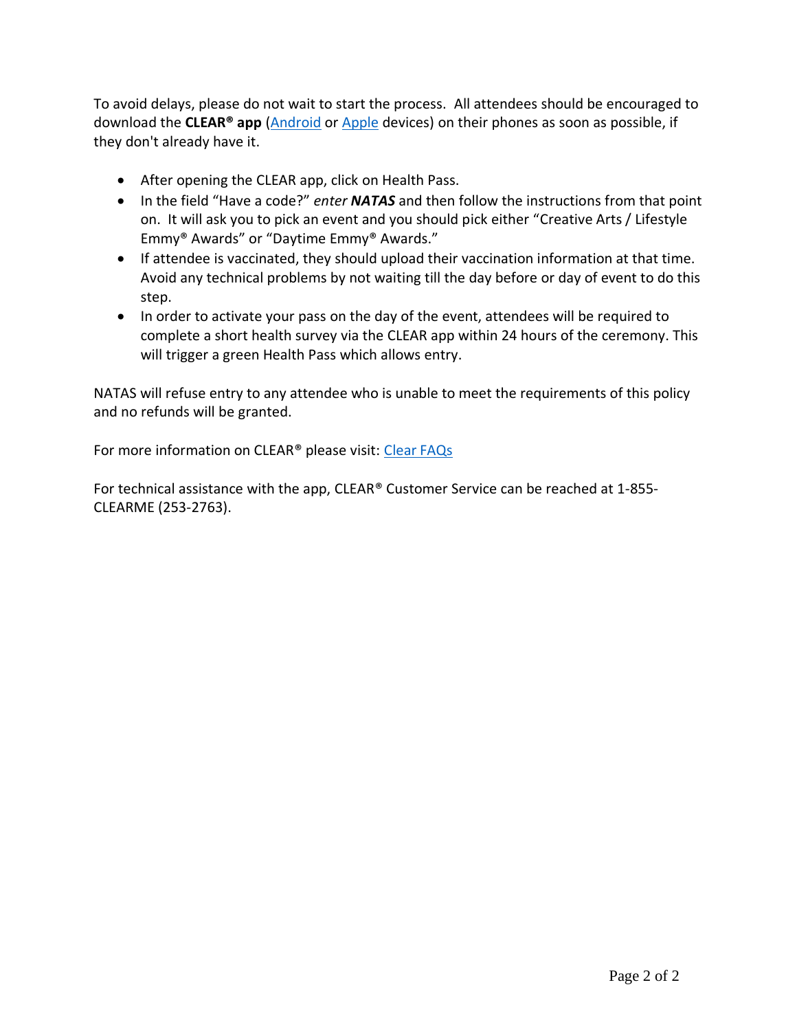To avoid delays, please do not wait to start the process. All attendees should be encouraged to download the **CLEAR® app** (Android or Apple devices) on their phones as soon as possible, if they don't already have it.

- After opening the CLEAR app, click on Health Pass.
- In the field "Have a code?" *enter **NATAS*** and then follow the instructions from that point on. It will ask you to pick an event and you should pick either "Creative Arts / Lifestyle Emmy® Awards" or "Daytime Emmy® Awards."
- If attendee is vaccinated, they should upload their vaccination information at that time. Avoid any technical problems by not waiting till the day before or day of event to do this step.
- In order to activate your pass on the day of the event, attendees will be required to complete a short health survey via the CLEAR app within 24 hours of the ceremony. This will trigger a green Health Pass which allows entry.

NATAS will refuse entry to any attendee who is unable to meet the requirements of this policy and no refunds will be granted.

For more information on CLEAR® please visit: Clear FAQs

For technical assistance with the app, CLEAR® Customer Service can be reached at 1-855-CLEARME (253-2763).